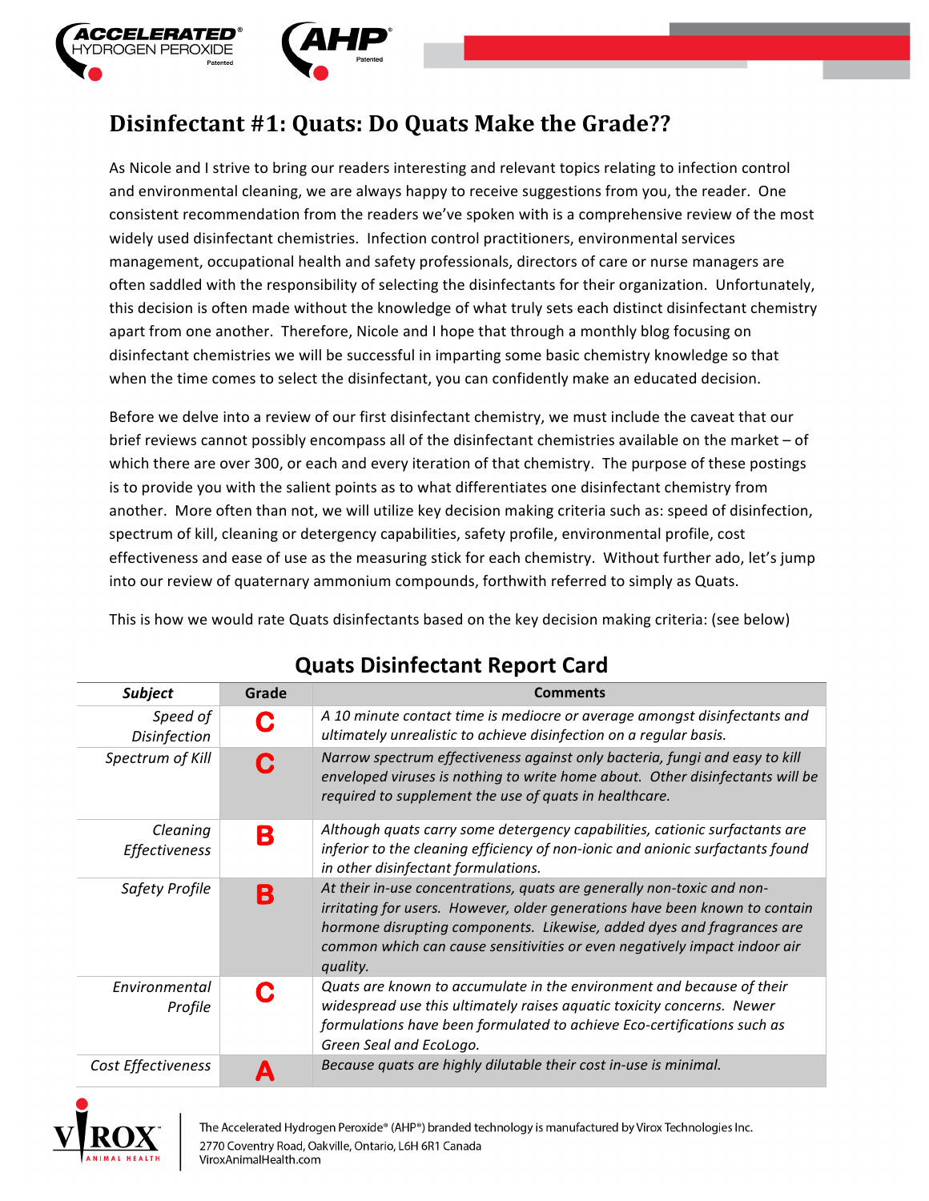# Disinfectant #1: Quats: Do Quats Make the Grade??

As Nicole and I strive to bring our readers interesting and relevant topics relating to infection control and environmental cleaning, we are always happy to receive suggestions from you, the reader. One consistent recommendation from the readers we've spoken with is a comprehensive review of the most widely used disinfectant chemistries. Infection control practitioners, environmental services management, occupational health and safety professionals, directors of care or nurse managers are often saddled with the responsibility of selecting the disinfectants for their organization. Unfortunately, this decision is often made without the knowledge of what truly sets each distinct disinfectant chemistry apart from one another. Therefore, Nicole and I hope that through a monthly blog focusing on disinfectant chemistries we will be successful in imparting some basic chemistry knowledge so that when the time comes to select the disinfectant, you can confidently make an educated decision.

Before we delve into a review of our first disinfectant chemistry, we must include the caveat that our brief reviews cannot possibly encompass all of the disinfectant chemistries available on the market – of which there are over 300, or each and every iteration of that chemistry. The purpose of these postings is to provide you with the salient points as to what differentiates one disinfectant chemistry from another. More often than not, we will utilize key decision making criteria such as: speed of disinfection, spectrum of kill, cleaning or detergency capabilities, safety profile, environmental profile, cost effectiveness and ease of use as the measuring stick for each chemistry. Without further ado, let's jump into our review of quaternary ammonium compounds, forthwith referred to simply as Quats.

This is how we would rate Quats disinfectants based on the key decision making criteria: (see below)

## Quats Disinfectant Report Card

| *Subject* | Grade | Comments |
|---|---|---|
| *Speed of Disinfection* | **C** | *A 10 minute contact time is mediocre or average amongst disinfectants and ultimately unrealistic to achieve disinfection on a regular basis.* |
| *Spectrum of Kill* | **C** | *Narrow spectrum effectiveness against only bacteria, fungi and easy to kill enveloped viruses is nothing to write home about. Other disinfectants will be required to supplement the use of quats in healthcare.* |
| *Cleaning Effectiveness* | **B** | *Although quats carry some detergency capabilities, cationic surfactants are inferior to the cleaning efficiency of non-ionic and anionic surfactants found in other disinfectant formulations.* |
| *Safety Profile* | **B** | *At their in-use concentrations, quats are generally non-toxic and non-irritating for users. However, older generations have been known to contain hormone disrupting components. Likewise, added dyes and fragrances are common which can cause sensitivities or even negatively impact indoor air quality.* |
| *Environmental Profile* | **C** | *Quats are known to accumulate in the environment and because of their widespread use this ultimately raises aquatic toxicity concerns. Newer formulations have been formulated to achieve Eco-certifications such as Green Seal and EcoLogo.* |
| *Cost Effectiveness* | **A** | *Because quats are highly dilutable their cost in-use is minimal.* |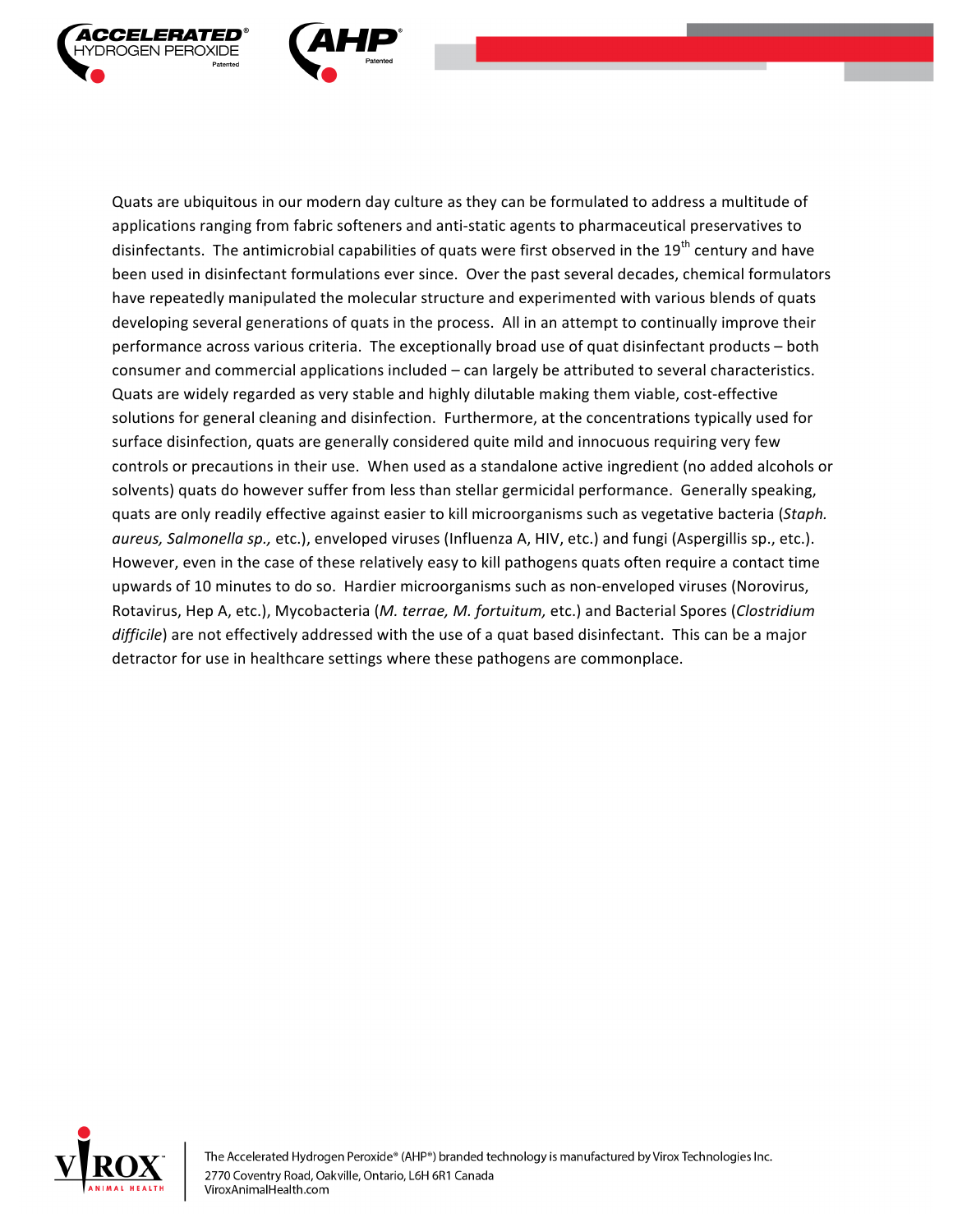Quats are ubiquitous in our modern day culture as they can be formulated to address a multitude of applications ranging from fabric softeners and anti-static agents to pharmaceutical preservatives to disinfectants. The antimicrobial capabilities of quats were first observed in the 19th century and have been used in disinfectant formulations ever since. Over the past several decades, chemical formulators have repeatedly manipulated the molecular structure and experimented with various blends of quats developing several generations of quats in the process. All in an attempt to continually improve their performance across various criteria. The exceptionally broad use of quat disinfectant products – both consumer and commercial applications included – can largely be attributed to several characteristics. Quats are widely regarded as very stable and highly dilutable making them viable, cost-effective solutions for general cleaning and disinfection. Furthermore, at the concentrations typically used for surface disinfection, quats are generally considered quite mild and innocuous requiring very few controls or precautions in their use. When used as a standalone active ingredient (no added alcohols or solvents) quats do however suffer from less than stellar germicidal performance. Generally speaking, quats are only readily effective against easier to kill microorganisms such as vegetative bacteria (*Staph. aureus, Salmonella sp.,* etc.), enveloped viruses (Influenza A, HIV, etc.) and fungi (Aspergillis sp., etc.). However, even in the case of these relatively easy to kill pathogens quats often require a contact time upwards of 10 minutes to do so. Hardier microorganisms such as non-enveloped viruses (Norovirus, Rotavirus, Hep A, etc.), Mycobacteria (*M. terrae, M. fortuitum,* etc.) and Bacterial Spores (*Clostridium difficile*) are not effectively addressed with the use of a quat based disinfectant. This can be a major detractor for use in healthcare settings where these pathogens are commonplace.